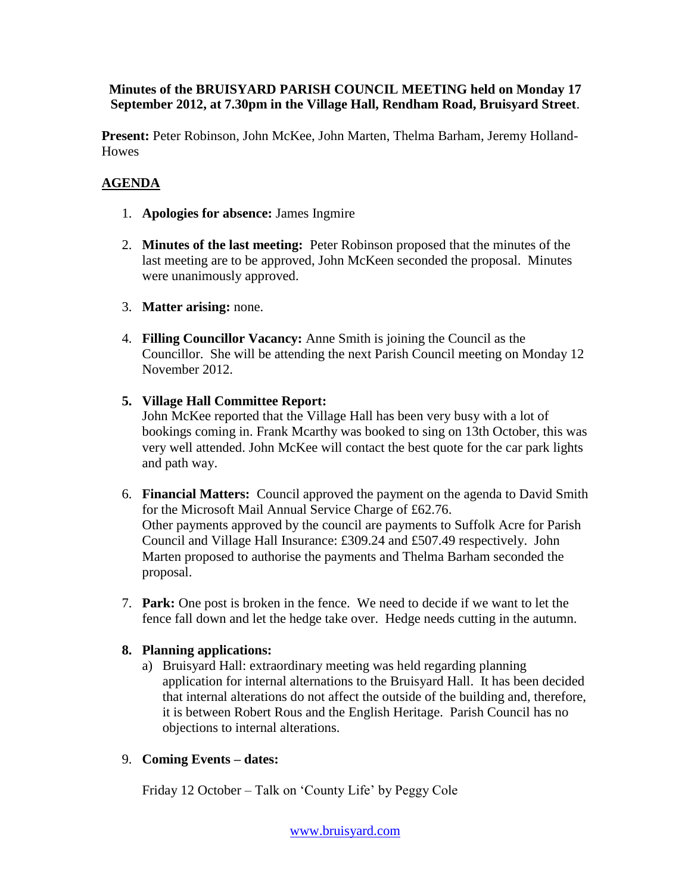**Minutes of the BRUISYARD PARISH COUNCIL MEETING held on Monday 17 September 2012, at 7.30pm in the Village Hall, Rendham Road, Bruisyard Street**.

**Present:** Peter Robinson, John McKee, John Marten, Thelma Barham, Jeremy Holland-Howes

## AGENDA

1. **Apologies for absence:** James Ingmire

2. **Minutes of the last meeting:** Peter Robinson proposed that the minutes of the last meeting are to be approved, John McKeen seconded the proposal. Minutes were unanimously approved.

3. **Matter arising:** none.

4. **Filling Councillor Vacancy:** Anne Smith is joining the Council as the Councillor. She will be attending the next Parish Council meeting on Monday 12 November 2012.

5. **Village Hall Committee Report:**
   John McKee reported that the Village Hall has been very busy with a lot of bookings coming in. Frank Mcarthy was booked to sing on 13th October, this was very well attended. John McKee will contact the best quote for the car park lights and path way.

6. **Financial Matters:** Council approved the payment on the agenda to David Smith for the Microsoft Mail Annual Service Charge of £62.76.
   Other payments approved by the council are payments to Suffolk Acre for Parish Council and Village Hall Insurance: £309.24 and £507.49 respectively. John Marten proposed to authorise the payments and Thelma Barham seconded the proposal.

7. **Park:** One post is broken in the fence. We need to decide if we want to let the fence fall down and let the hedge take over. Hedge needs cutting in the autumn.

8. **Planning applications:**
   a) Bruisyard Hall: extraordinary meeting was held regarding planning application for internal alternations to the Bruisyard Hall. It has been decided that internal alterations do not affect the outside of the building and, therefore, it is between Robert Rous and the English Heritage. Parish Council has no objections to internal alterations.

9. **Coming Events – dates:**

   Friday 12 October – Talk on 'County Life' by Peggy Cole

www.bruisyard.com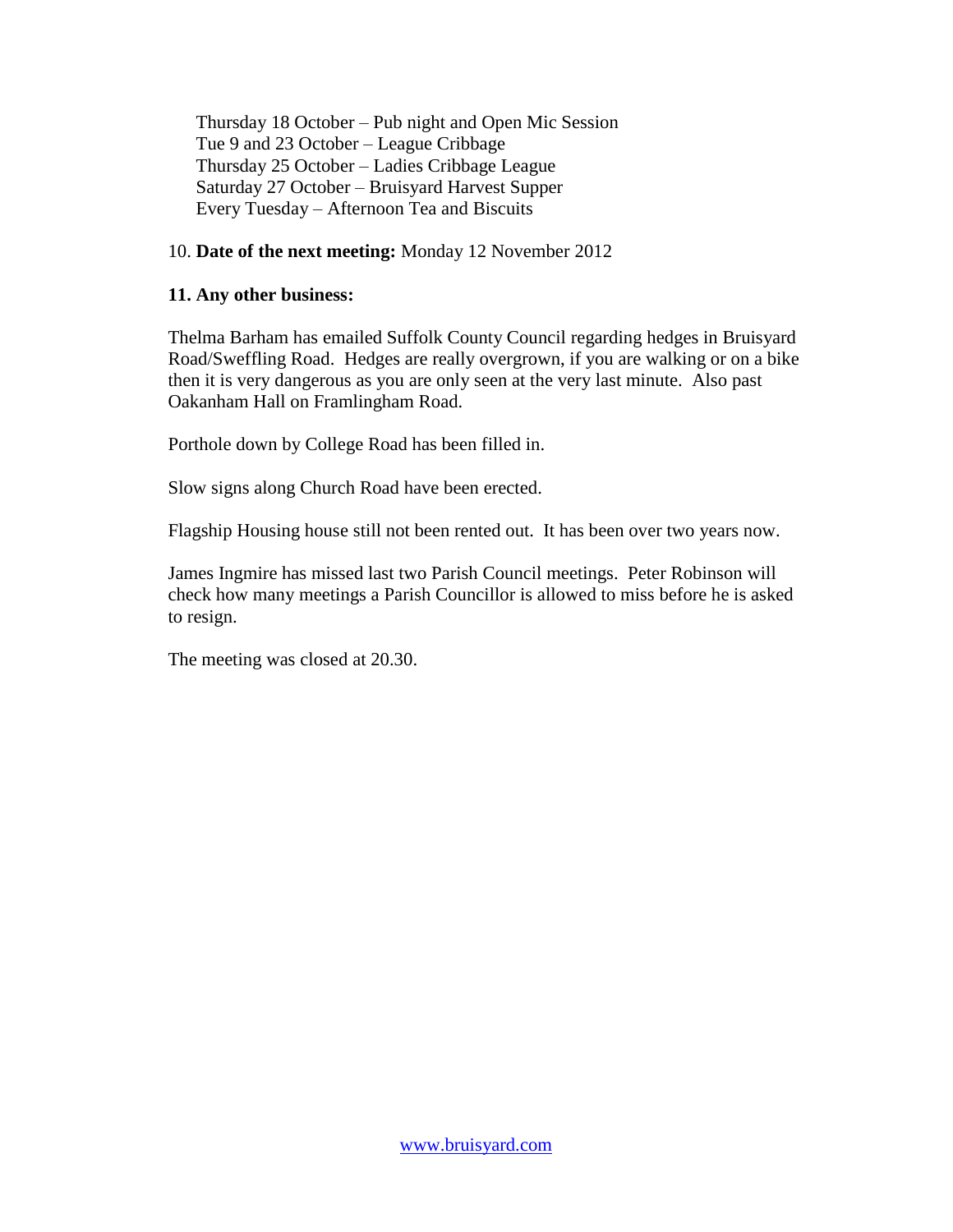Thursday 18 October – Pub night and Open Mic Session
Tue 9 and 23 October – League Cribbage
Thursday 25 October – Ladies Cribbage League
Saturday 27 October – Bruisyard Harvest Supper
Every Tuesday – Afternoon Tea and Biscuits

10. **Date of the next meeting:** Monday 12 November 2012

**11. Any other business:**

Thelma Barham has emailed Suffolk County Council regarding hedges in Bruisyard Road/Sweffling Road. Hedges are really overgrown, if you are walking or on a bike then it is very dangerous as you are only seen at the very last minute. Also past Oakanham Hall on Framlingham Road.

Porthole down by College Road has been filled in.

Slow signs along Church Road have been erected.

Flagship Housing house still not been rented out. It has been over two years now.

James Ingmire has missed last two Parish Council meetings. Peter Robinson will check how many meetings a Parish Councillor is allowed to miss before he is asked to resign.

The meeting was closed at 20.30.